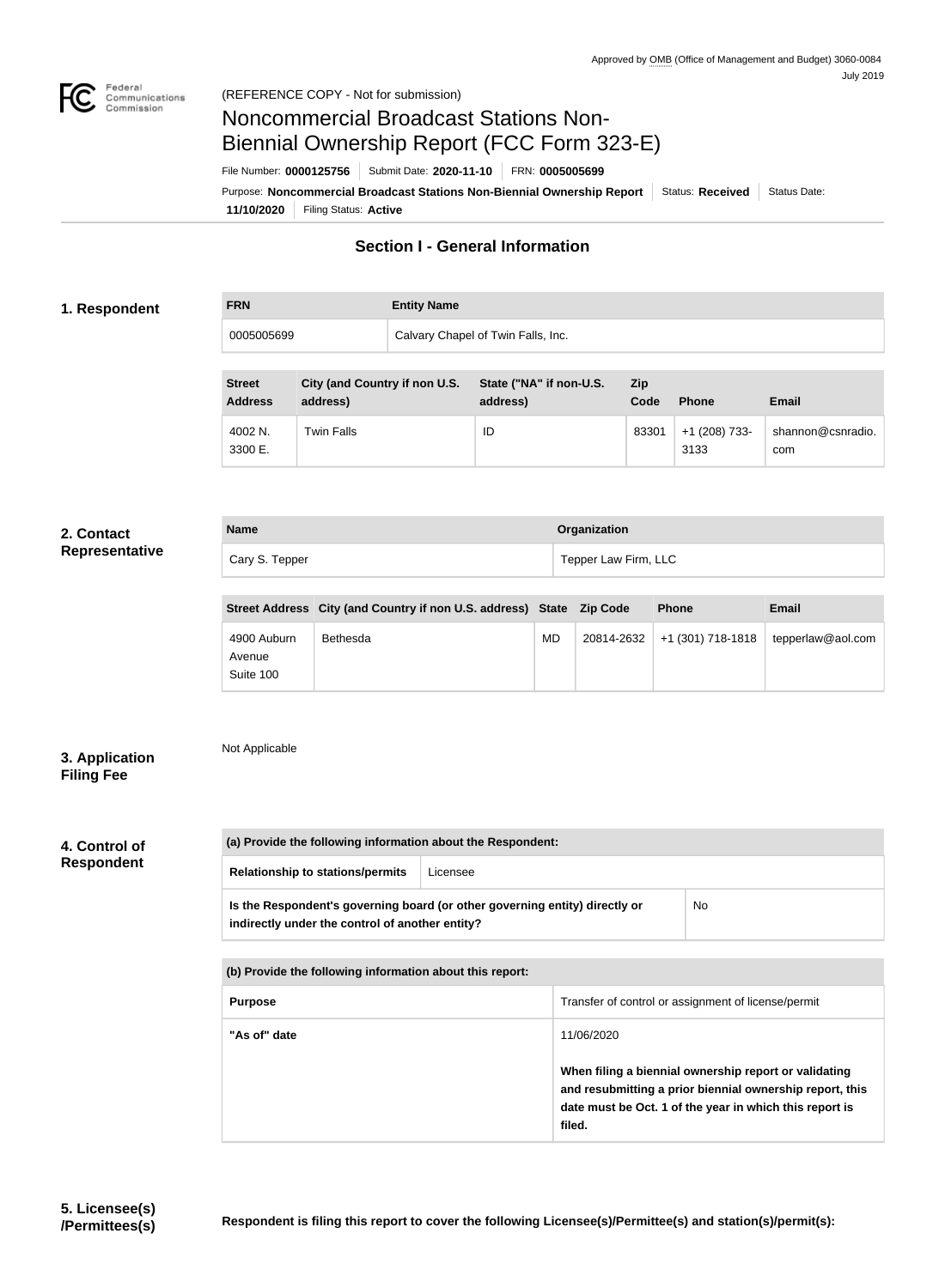Approved by OMB (Office of Management and Budget) 3060-0084
July 2019

(REFERENCE COPY - Not for submission)

# Noncommercial Broadcast Stations Non-Biennial Ownership Report (FCC Form 323-E)

File Number: **0000125756** | Submit Date: **2020-11-10** | FRN: **0005005699**

Purpose: **Noncommercial Broadcast Stations Non-Biennial Ownership Report** | Status: **Received** | Status Date: **11/10/2020** | Filing Status: **Active**

## Section I - General Information

### 1. Respondent

| FRN | Entity Name |
|---|---|
| 0005005699 | Calvary Chapel of Twin Falls, Inc. |

| Street Address | City (and Country if non U.S. address) | State ("NA" if non-U.S. address) | Zip Code | Phone | Email |
|---|---|---|---|---|---|
| 4002 N. 3300 E. | Twin Falls | ID | 83301 | +1 (208) 733-3133 | shannon@csnradio.com |

### 2. Contact Representative

| Name | Organization |
|---|---|
| Cary S. Tepper | Tepper Law Firm, LLC |

| Street Address | City (and Country if non U.S. address) | State | Zip Code | Phone | Email |
|---|---|---|---|---|---|
| 4900 Auburn Avenue Suite 100 | Bethesda | MD | 20814-2632 | +1 (301) 718-1818 | tepperlaw@aol.com |

### 3. Application Filing Fee

Not Applicable

### 4. Control of Respondent

| (a) Provide the following information about the Respondent: | |
|---|---|
| Relationship to stations/permits | Licensee |
| Is the Respondent's governing board (or other governing entity) directly or indirectly under the control of another entity? | No |

| (b) Provide the following information about this report: | |
|---|---|
| Purpose | Transfer of control or assignment of license/permit |
| "As of" date | 11/06/2020<br><br>**When filing a biennial ownership report or validating and resubmitting a prior biennial ownership report, this date must be Oct. 1 of the year in which this report is filed.** |

### 5. Licensee(s) /Permittees(s)

**Respondent is filing this report to cover the following Licensee(s)/Permittee(s) and station(s)/permit(s):**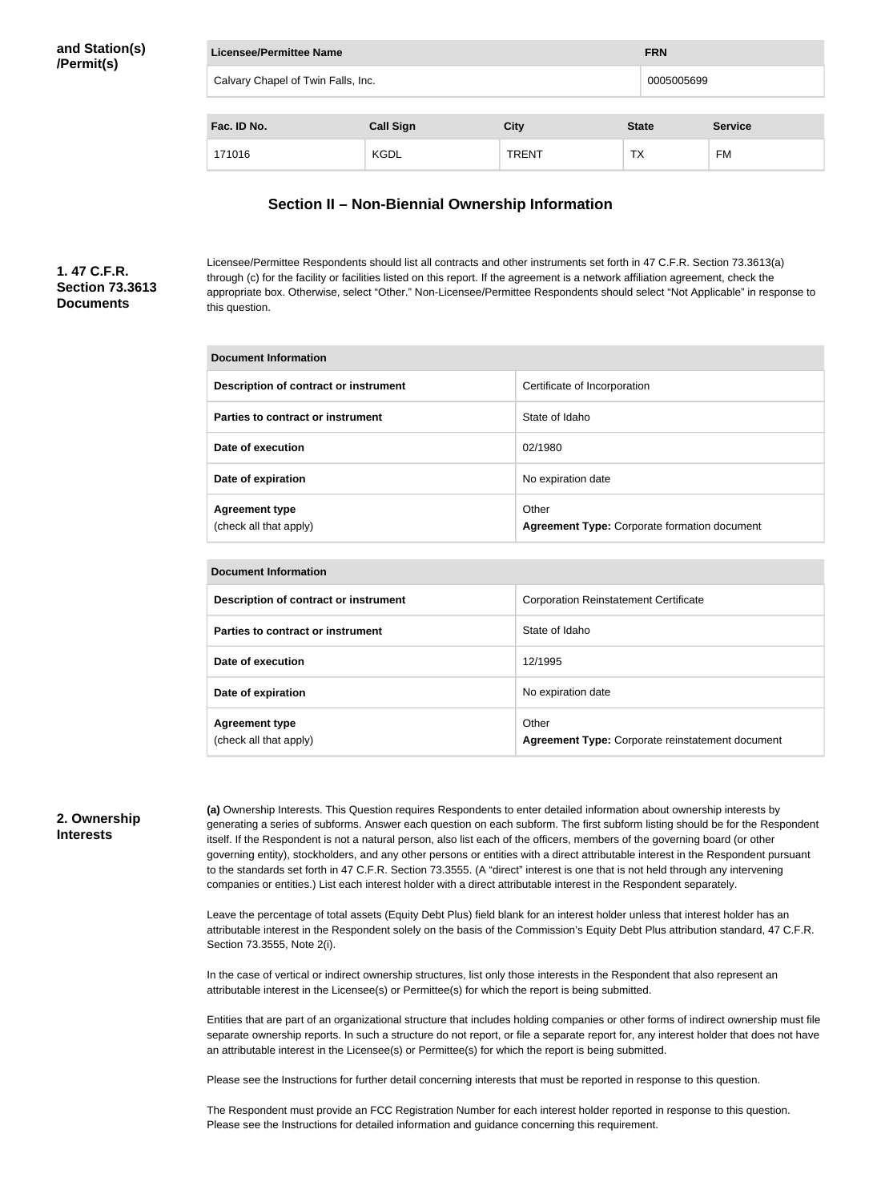**and Station(s) /Permit(s)**

| Licensee/Permittee Name | FRN |
| --- | --- |
| Calvary Chapel of Twin Falls, Inc. | 0005005699 |

| Fac. ID No. | Call Sign | City | State | Service |
| --- | --- | --- | --- | --- |
| 171016 | KGDL | TRENT | TX | FM |

## Section II – Non-Biennial Ownership Information

**1. 47 C.F.R. Section 73.3613 Documents**

Licensee/Permittee Respondents should list all contracts and other instruments set forth in 47 C.F.R. Section 73.3613(a) through (c) for the facility or facilities listed on this report. If the agreement is a network affiliation agreement, check the appropriate box. Otherwise, select "Other." Non-Licensee/Permittee Respondents should select "Not Applicable" in response to this question.

| Document Information | |
| --- | --- |
| Description of contract or instrument | Certificate of Incorporation |
| Parties to contract or instrument | State of Idaho |
| Date of execution | 02/1980 |
| Date of expiration | No expiration date |
| Agreement type (check all that apply) | Other **Agreement Type:** Corporate formation document |

| Document Information | |
| --- | --- |
| Description of contract or instrument | Corporation Reinstatement Certificate |
| Parties to contract or instrument | State of Idaho |
| Date of execution | 12/1995 |
| Date of expiration | No expiration date |
| Agreement type (check all that apply) | Other **Agreement Type:** Corporate reinstatement document |

**2. Ownership Interests**

**(a)** Ownership Interests. This Question requires Respondents to enter detailed information about ownership interests by generating a series of subforms. Answer each question on each subform. The first subform listing should be for the Respondent itself. If the Respondent is not a natural person, also list each of the officers, members of the governing board (or other governing entity), stockholders, and any other persons or entities with a direct attributable interest in the Respondent pursuant to the standards set forth in 47 C.F.R. Section 73.3555. (A "direct" interest is one that is not held through any intervening companies or entities.) List each interest holder with a direct attributable interest in the Respondent separately.

Leave the percentage of total assets (Equity Debt Plus) field blank for an interest holder unless that interest holder has an attributable interest in the Respondent solely on the basis of the Commission's Equity Debt Plus attribution standard, 47 C.F.R. Section 73.3555, Note 2(i).

In the case of vertical or indirect ownership structures, list only those interests in the Respondent that also represent an attributable interest in the Licensee(s) or Permittee(s) for which the report is being submitted.

Entities that are part of an organizational structure that includes holding companies or other forms of indirect ownership must file separate ownership reports. In such a structure do not report, or file a separate report for, any interest holder that does not have an attributable interest in the Licensee(s) or Permittee(s) for which the report is being submitted.

Please see the Instructions for further detail concerning interests that must be reported in response to this question.

The Respondent must provide an FCC Registration Number for each interest holder reported in response to this question. Please see the Instructions for detailed information and guidance concerning this requirement.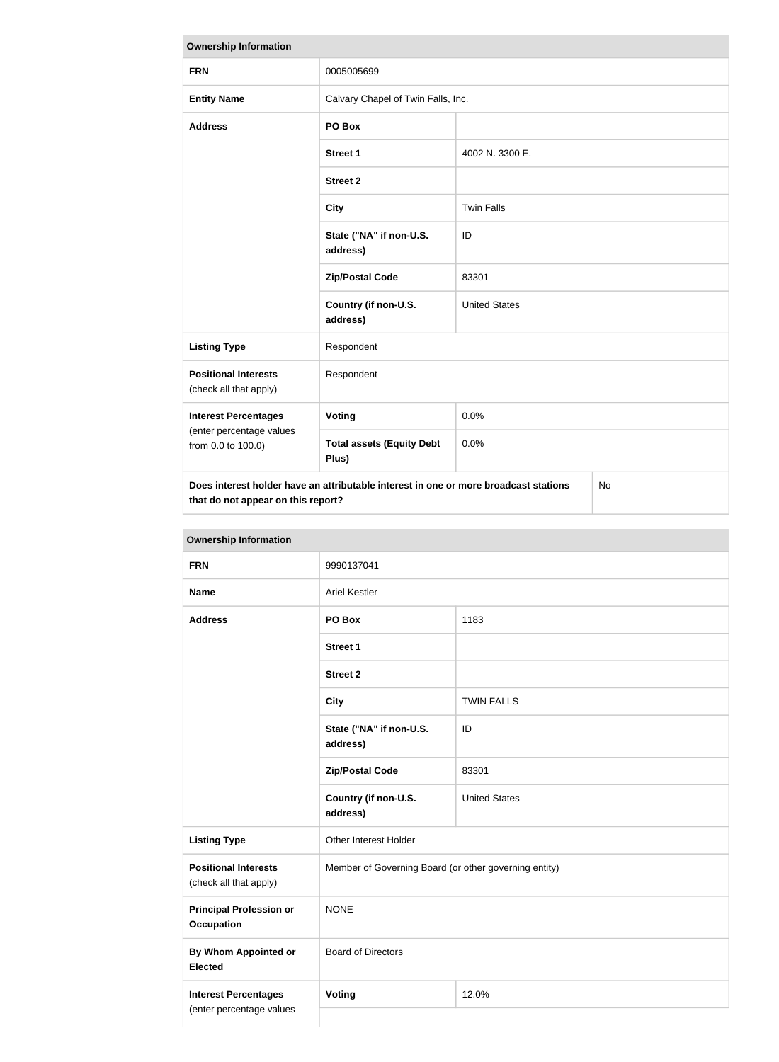| Ownership Information | | |
|---|---|---|
| **FRN** | 0005005699 | |
| **Entity Name** | Calvary Chapel of Twin Falls, Inc. | |
| **Address** | **PO Box** | |
| | **Street 1** | 4002 N. 3300 E. |
| | **Street 2** | |
| | **City** | Twin Falls |
| | **State ("NA" if non-U.S. address)** | ID |
| | **Zip/Postal Code** | 83301 |
| | **Country (if non-U.S. address)** | United States |
| **Listing Type** | Respondent | |
| **Positional Interests** (check all that apply) | Respondent | |
| **Interest Percentages** (enter percentage values from 0.0 to 100.0) | **Voting** | 0.0% |
| | **Total assets (Equity Debt Plus)** | 0.0% |
| **Does interest holder have an attributable interest in one or more broadcast stations that do not appear on this report?** | | No |

| Ownership Information | | |
|---|---|---|
| **FRN** | 9990137041 | |
| **Name** | Ariel Kestler | |
| **Address** | **PO Box** | 1183 |
| | **Street 1** | |
| | **Street 2** | |
| | **City** | TWIN FALLS |
| | **State ("NA" if non-U.S. address)** | ID |
| | **Zip/Postal Code** | 83301 |
| | **Country (if non-U.S. address)** | United States |
| **Listing Type** | Other Interest Holder | |
| **Positional Interests** (check all that apply) | Member of Governing Board (or other governing entity) | |
| **Principal Profession or Occupation** | NONE | |
| **By Whom Appointed or Elected** | Board of Directors | |
| **Interest Percentages** (enter percentage values | **Voting** | 12.0% |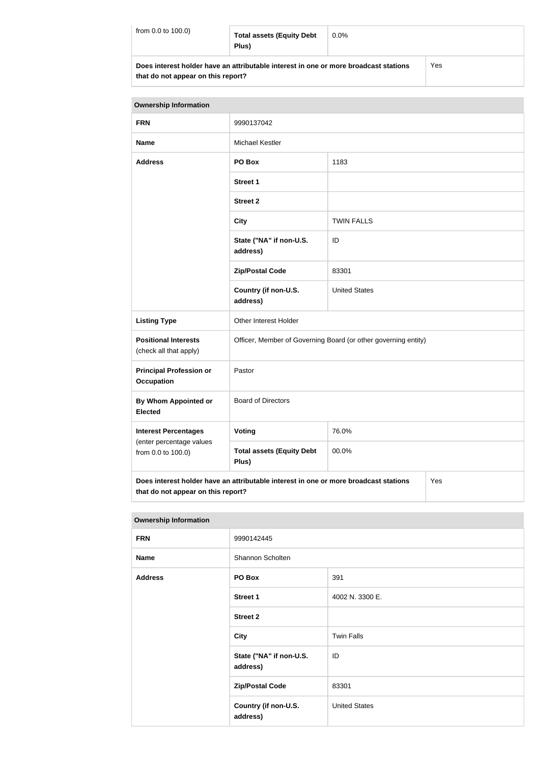| from 0.0 to 100.0) | **Total assets (Equity Debt Plus)** | 0.0% |
|---|---|---|
| **Does interest holder have an attributable interest in one or more broadcast stations that do not appear on this report?** | | Yes |

| **Ownership Information** | | |
|---|---|---|
| **FRN** | 9990137042 | |
| **Name** | Michael Kestler | |
| **Address** | **PO Box** | 1183 |
| | **Street 1** | |
| | **Street 2** | |
| | **City** | TWIN FALLS |
| | **State ("NA" if non-U.S. address)** | ID |
| | **Zip/Postal Code** | 83301 |
| | **Country (if non-U.S. address)** | United States |
| **Listing Type** | Other Interest Holder | |
| **Positional Interests** (check all that apply) | Officer, Member of Governing Board (or other governing entity) | |
| **Principal Profession or Occupation** | Pastor | |
| **By Whom Appointed or Elected** | Board of Directors | |
| **Interest Percentages** (enter percentage values from 0.0 to 100.0) | **Voting** | 76.0% |
| | **Total assets (Equity Debt Plus)** | 00.0% |
| **Does interest holder have an attributable interest in one or more broadcast stations that do not appear on this report?** | | Yes |

| **Ownership Information** | | |
|---|---|---|
| **FRN** | 9990142445 | |
| **Name** | Shannon Scholten | |
| **Address** | **PO Box** | 391 |
| | **Street 1** | 4002 N. 3300 E. |
| | **Street 2** | |
| | **City** | Twin Falls |
| | **State ("NA" if non-U.S. address)** | ID |
| | **Zip/Postal Code** | 83301 |
| | **Country (if non-U.S. address)** | United States |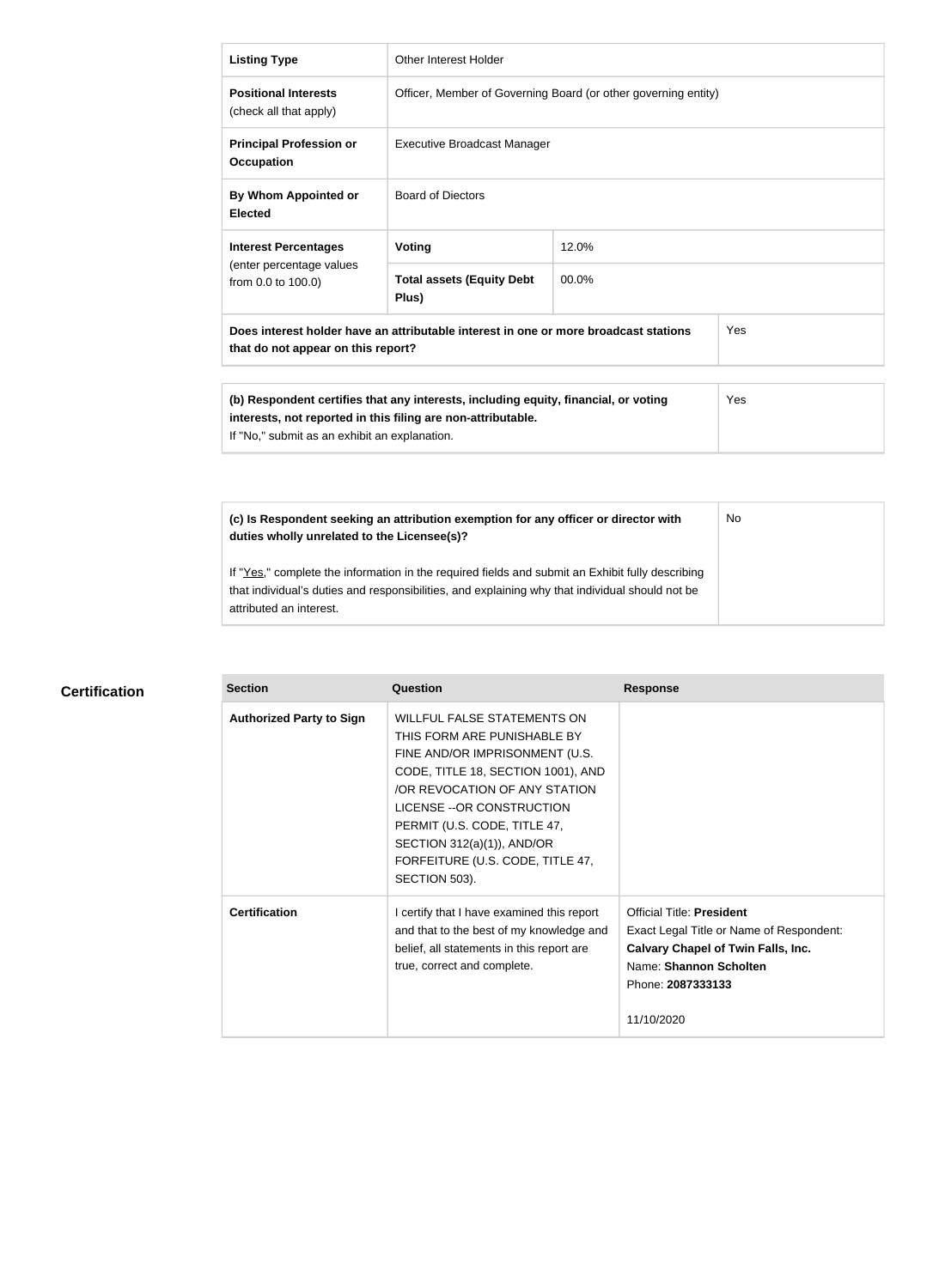| | | |
|---|---|---|
| **Listing Type** | Other Interest Holder | |
| **Positional Interests** (check all that apply) | Officer, Member of Governing Board (or other governing entity) | |
| **Principal Profession or Occupation** | Executive Broadcast Manager | |
| **By Whom Appointed or Elected** | Board of Diectors | |
| **Interest Percentages** (enter percentage values from 0.0 to 100.0) | **Voting** | 12.0% |
| | **Total assets (Equity Debt Plus)** | 00.0% |
| **Does interest holder have an attributable interest in one or more broadcast stations that do not appear on this report?** | | Yes |

| | |
|---|---|
| **(b) Respondent certifies that any interests, including equity, financial, or voting interests, not reported in this filing are non-attributable.** If "No," submit as an exhibit an explanation. | Yes |

| | |
|---|---|
| **(c) Is Respondent seeking an attribution exemption for any officer or director with duties wholly unrelated to the Licensee(s)?** If "Yes," complete the information in the required fields and submit an Exhibit fully describing that individual's duties and responsibilities, and explaining why that individual should not be attributed an interest. | No |

## Certification

| Section | Question | Response |
|---|---|---|
| **Authorized Party to Sign** | WILLFUL FALSE STATEMENTS ON THIS FORM ARE PUNISHABLE BY FINE AND/OR IMPRISONMENT (U.S. CODE, TITLE 18, SECTION 1001), AND /OR REVOCATION OF ANY STATION LICENSE --OR CONSTRUCTION PERMIT (U.S. CODE, TITLE 47, SECTION 312(a)(1)), AND/OR FORFEITURE (U.S. CODE, TITLE 47, SECTION 503). | |
| **Certification** | I certify that I have examined this report and that to the best of my knowledge and belief, all statements in this report are true, correct and complete. | Official Title: **President**<br>Exact Legal Title or Name of Respondent: **Calvary Chapel of Twin Falls, Inc.**<br>Name: **Shannon Scholten**<br>Phone: **2087333133**<br><br>11/10/2020 |